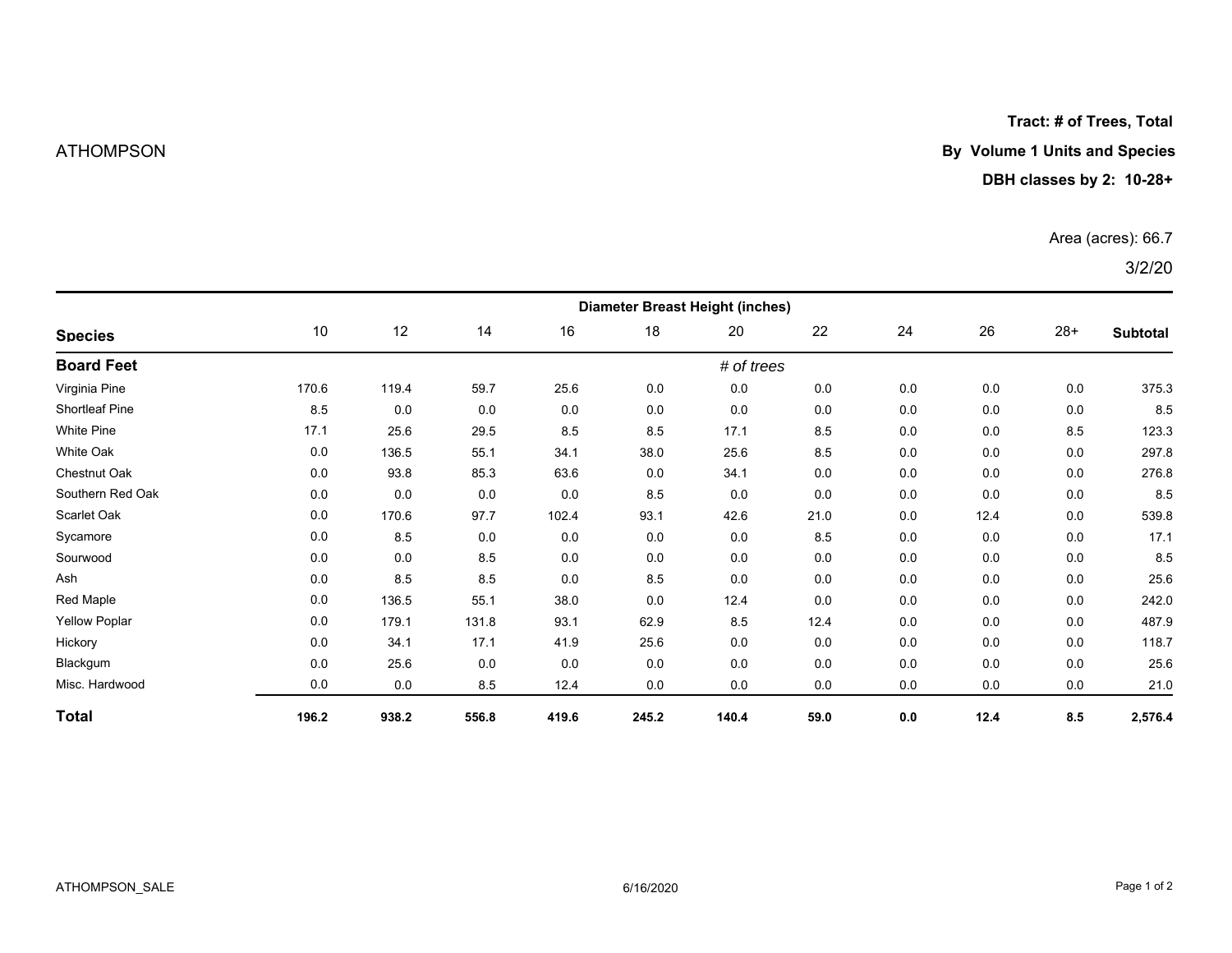ATHOMPSON

**Tract: # of Trees, Total**

**By Volume 1 Units and Species**

**DBH classes by 2: 10-28+**

Area (acres): 66.7

3/2/20

| | Diameter Breast Height (inches) | | | | | | | | | | |
|---|---|---|---|---|---|---|---|---|---|---|---|
| **Species** | 10 | 12 | 14 | 16 | 18 | 20 | 22 | 24 | 26 | 28+ | **Subtotal** |
| **Board Feet** | | | | | | *# of trees* | | | | | |
| Virginia Pine | 170.6 | 119.4 | 59.7 | 25.6 | 0.0 | 0.0 | 0.0 | 0.0 | 0.0 | 0.0 | 375.3 |
| Shortleaf Pine | 8.5 | 0.0 | 0.0 | 0.0 | 0.0 | 0.0 | 0.0 | 0.0 | 0.0 | 0.0 | 8.5 |
| White Pine | 17.1 | 25.6 | 29.5 | 8.5 | 8.5 | 17.1 | 8.5 | 0.0 | 0.0 | 8.5 | 123.3 |
| White Oak | 0.0 | 136.5 | 55.1 | 34.1 | 38.0 | 25.6 | 8.5 | 0.0 | 0.0 | 0.0 | 297.8 |
| Chestnut Oak | 0.0 | 93.8 | 85.3 | 63.6 | 0.0 | 34.1 | 0.0 | 0.0 | 0.0 | 0.0 | 276.8 |
| Southern Red Oak | 0.0 | 0.0 | 0.0 | 0.0 | 8.5 | 0.0 | 0.0 | 0.0 | 0.0 | 0.0 | 8.5 |
| Scarlet Oak | 0.0 | 170.6 | 97.7 | 102.4 | 93.1 | 42.6 | 21.0 | 0.0 | 12.4 | 0.0 | 539.8 |
| Sycamore | 0.0 | 8.5 | 0.0 | 0.0 | 0.0 | 0.0 | 8.5 | 0.0 | 0.0 | 0.0 | 17.1 |
| Sourwood | 0.0 | 0.0 | 8.5 | 0.0 | 0.0 | 0.0 | 0.0 | 0.0 | 0.0 | 0.0 | 8.5 |
| Ash | 0.0 | 8.5 | 8.5 | 0.0 | 8.5 | 0.0 | 0.0 | 0.0 | 0.0 | 0.0 | 25.6 |
| Red Maple | 0.0 | 136.5 | 55.1 | 38.0 | 0.0 | 12.4 | 0.0 | 0.0 | 0.0 | 0.0 | 242.0 |
| Yellow Poplar | 0.0 | 179.1 | 131.8 | 93.1 | 62.9 | 8.5 | 12.4 | 0.0 | 0.0 | 0.0 | 487.9 |
| Hickory | 0.0 | 34.1 | 17.1 | 41.9 | 25.6 | 0.0 | 0.0 | 0.0 | 0.0 | 0.0 | 118.7 |
| Blackgum | 0.0 | 25.6 | 0.0 | 0.0 | 0.0 | 0.0 | 0.0 | 0.0 | 0.0 | 0.0 | 25.6 |
| Misc. Hardwood | 0.0 | 0.0 | 8.5 | 12.4 | 0.0 | 0.0 | 0.0 | 0.0 | 0.0 | 0.0 | 21.0 |
| **Total** | **196.2** | **938.2** | **556.8** | **419.6** | **245.2** | **140.4** | **59.0** | **0.0** | **12.4** | **8.5** | **2,576.4** |

ATHOMPSON_SALE

6/16/2020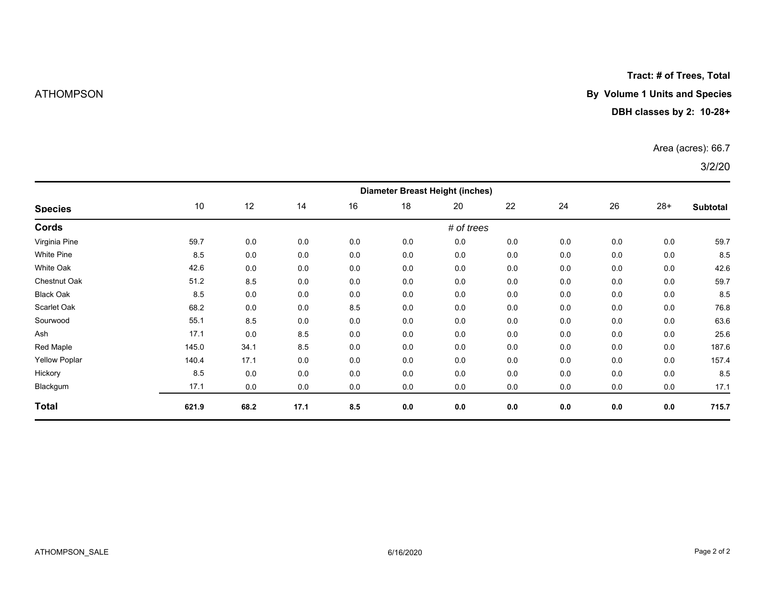ATHOMPSON

**Tract: # of Trees, Total**

**By Volume 1 Units and Species**

**DBH classes by 2: 10-28+**

Area (acres): 66.7

3/2/20

| | Diameter Breast Height (inches) | | | | | | | | | | |
|---|---|---|---|---|---|---|---|---|---|---|---|
| **Species** | 10 | 12 | 14 | 16 | 18 | 20 | 22 | 24 | 26 | 28+ | **Subtotal** |
| **Cords** | | | | | | *# of trees* | | | | | |
| Virginia Pine | 59.7 | 0.0 | 0.0 | 0.0 | 0.0 | 0.0 | 0.0 | 0.0 | 0.0 | 0.0 | 59.7 |
| White Pine | 8.5 | 0.0 | 0.0 | 0.0 | 0.0 | 0.0 | 0.0 | 0.0 | 0.0 | 0.0 | 8.5 |
| White Oak | 42.6 | 0.0 | 0.0 | 0.0 | 0.0 | 0.0 | 0.0 | 0.0 | 0.0 | 0.0 | 42.6 |
| Chestnut Oak | 51.2 | 8.5 | 0.0 | 0.0 | 0.0 | 0.0 | 0.0 | 0.0 | 0.0 | 0.0 | 59.7 |
| Black Oak | 8.5 | 0.0 | 0.0 | 0.0 | 0.0 | 0.0 | 0.0 | 0.0 | 0.0 | 0.0 | 8.5 |
| Scarlet Oak | 68.2 | 0.0 | 0.0 | 8.5 | 0.0 | 0.0 | 0.0 | 0.0 | 0.0 | 0.0 | 76.8 |
| Sourwood | 55.1 | 8.5 | 0.0 | 0.0 | 0.0 | 0.0 | 0.0 | 0.0 | 0.0 | 0.0 | 63.6 |
| Ash | 17.1 | 0.0 | 8.5 | 0.0 | 0.0 | 0.0 | 0.0 | 0.0 | 0.0 | 0.0 | 25.6 |
| Red Maple | 145.0 | 34.1 | 8.5 | 0.0 | 0.0 | 0.0 | 0.0 | 0.0 | 0.0 | 0.0 | 187.6 |
| Yellow Poplar | 140.4 | 17.1 | 0.0 | 0.0 | 0.0 | 0.0 | 0.0 | 0.0 | 0.0 | 0.0 | 157.4 |
| Hickory | 8.5 | 0.0 | 0.0 | 0.0 | 0.0 | 0.0 | 0.0 | 0.0 | 0.0 | 0.0 | 8.5 |
| Blackgum | 17.1 | 0.0 | 0.0 | 0.0 | 0.0 | 0.0 | 0.0 | 0.0 | 0.0 | 0.0 | 17.1 |
| **Total** | **621.9** | **68.2** | **17.1** | **8.5** | **0.0** | **0.0** | **0.0** | **0.0** | **0.0** | **0.0** | **715.7** |

ATHOMPSON_SALE

6/16/2020